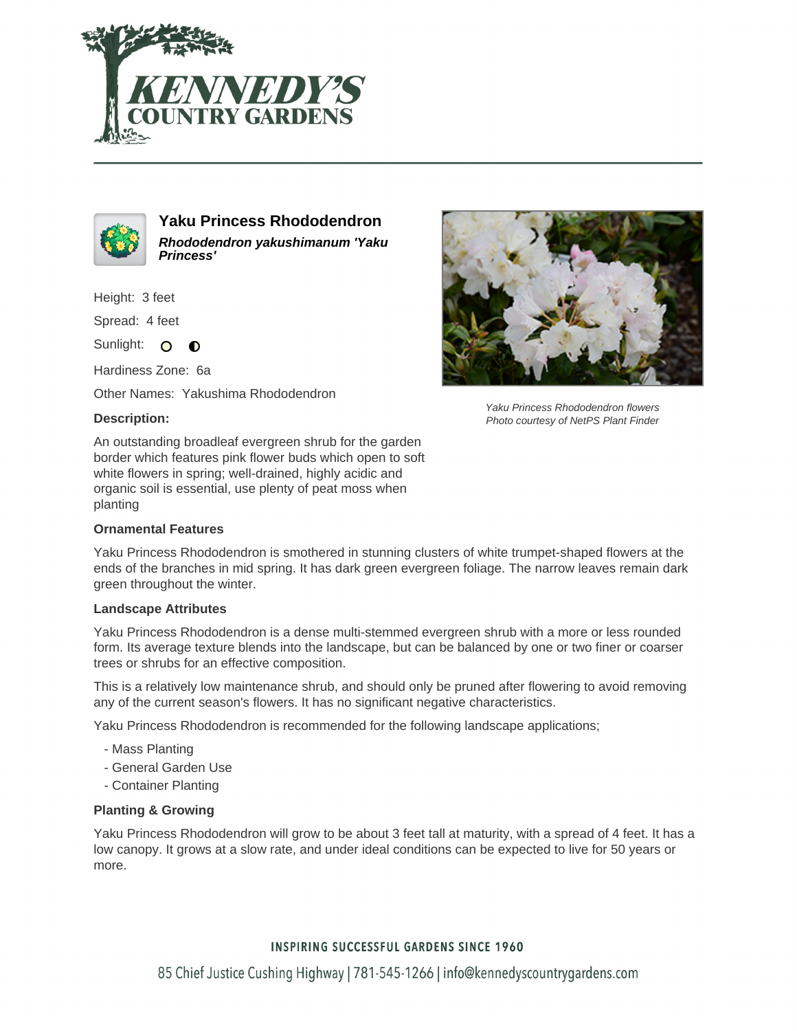# Yaku Princess Rhododendron

***Rhododendron yakushimanum 'Yaku Princess'***

Height: 3 feet

Spread: 4 feet

Sunlight:

Hardiness Zone: 6a

Other Names: Yakushima Rhododendron

Yaku Princess Rhododendron flowers
Photo courtesy of NetPS Plant Finder

### Description:

An outstanding broadleaf evergreen shrub for the garden border which features pink flower buds which open to soft white flowers in spring; well-drained, highly acidic and organic soil is essential, use plenty of peat moss when planting

### Ornamental Features

Yaku Princess Rhododendron is smothered in stunning clusters of white trumpet-shaped flowers at the ends of the branches in mid spring. It has dark green evergreen foliage. The narrow leaves remain dark green throughout the winter.

### Landscape Attributes

Yaku Princess Rhododendron is a dense multi-stemmed evergreen shrub with a more or less rounded form. Its average texture blends into the landscape, but can be balanced by one or two finer or coarser trees or shrubs for an effective composition.

This is a relatively low maintenance shrub, and should only be pruned after flowering to avoid removing any of the current season's flowers. It has no significant negative characteristics.

Yaku Princess Rhododendron is recommended for the following landscape applications;

- Mass Planting
- General Garden Use
- Container Planting

### Planting & Growing

Yaku Princess Rhododendron will grow to be about 3 feet tall at maturity, with a spread of 4 feet. It has a low canopy. It grows at a slow rate, and under ideal conditions can be expected to live for 50 years or more.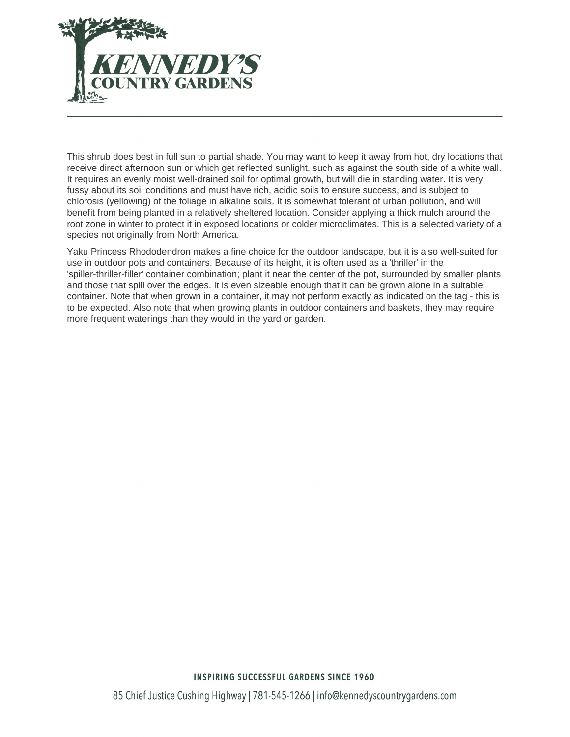This shrub does best in full sun to partial shade. You may want to keep it away from hot, dry locations that receive direct afternoon sun or which get reflected sunlight, such as against the south side of a white wall. It requires an evenly moist well-drained soil for optimal growth, but will die in standing water. It is very fussy about its soil conditions and must have rich, acidic soils to ensure success, and is subject to chlorosis (yellowing) of the foliage in alkaline soils. It is somewhat tolerant of urban pollution, and will benefit from being planted in a relatively sheltered location. Consider applying a thick mulch around the root zone in winter to protect it in exposed locations or colder microclimates. This is a selected variety of a species not originally from North America.

Yaku Princess Rhododendron makes a fine choice for the outdoor landscape, but it is also well-suited for use in outdoor pots and containers. Because of its height, it is often used as a 'thriller' in the 'spiller-thriller-filler' container combination; plant it near the center of the pot, surrounded by smaller plants and those that spill over the edges. It is even sizeable enough that it can be grown alone in a suitable container. Note that when grown in a container, it may not perform exactly as indicated on the tag - this is to be expected. Also note that when growing plants in outdoor containers and baskets, they may require more frequent waterings than they would in the yard or garden.